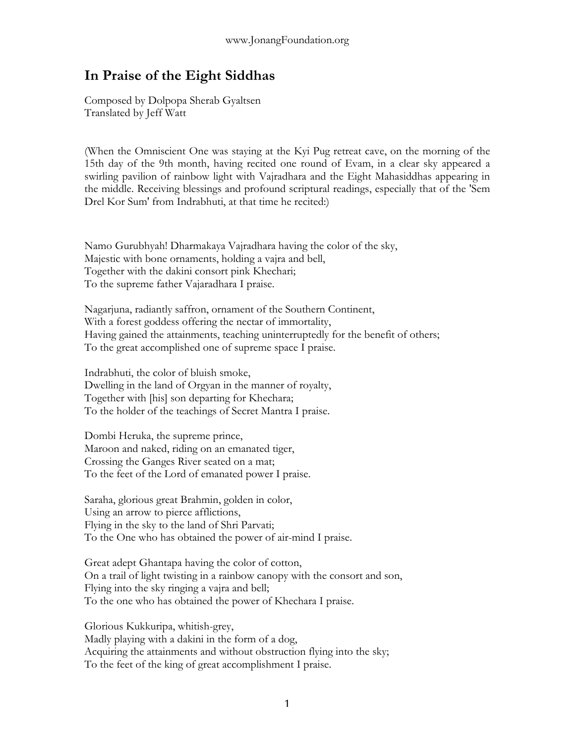# In Praise of the Eight Siddhas

Composed by Dolpopa Sherab Gyaltsen
Translated by Jeff Watt

(When the Omniscient One was staying at the Kyi Pug retreat cave, on the morning of the 15th day of the 9th month, having recited one round of Evam, in a clear sky appeared a swirling pavilion of rainbow light with Vajradhara and the Eight Mahasiddhas appearing in the middle. Receiving blessings and profound scriptural readings, especially that of the 'Sem Drel Kor Sum' from Indrabhuti, at that time he recited:)

Namo Gurubhyah! Dharmakaya Vajradhara having the color of the sky,
Majestic with bone ornaments, holding a vajra and bell,
Together with the dakini consort pink Khechari;
To the supreme father Vajaradhara I praise.

Nagarjuna, radiantly saffron, ornament of the Southern Continent,
With a forest goddess offering the nectar of immortality,
Having gained the attainments, teaching uninterruptedly for the benefit of others;
To the great accomplished one of supreme space I praise.

Indrabhuti, the color of bluish smoke,
Dwelling in the land of Orgyan in the manner of royalty,
Together with [his] son departing for Khechara;
To the holder of the teachings of Secret Mantra I praise.

Dombi Heruka, the supreme prince,
Maroon and naked, riding on an emanated tiger,
Crossing the Ganges River seated on a mat;
To the feet of the Lord of emanated power I praise.

Saraha, glorious great Brahmin, golden in color,
Using an arrow to pierce afflictions,
Flying in the sky to the land of Shri Parvati;
To the One who has obtained the power of air-mind I praise.

Great adept Ghantapa having the color of cotton,
On a trail of light twisting in a rainbow canopy with the consort and son,
Flying into the sky ringing a vajra and bell;
To the one who has obtained the power of Khechara I praise.

Glorious Kukkuripa, whitish-grey,
Madly playing with a dakini in the form of a dog,
Acquiring the attainments and without obstruction flying into the sky;
To the feet of the king of great accomplishment I praise.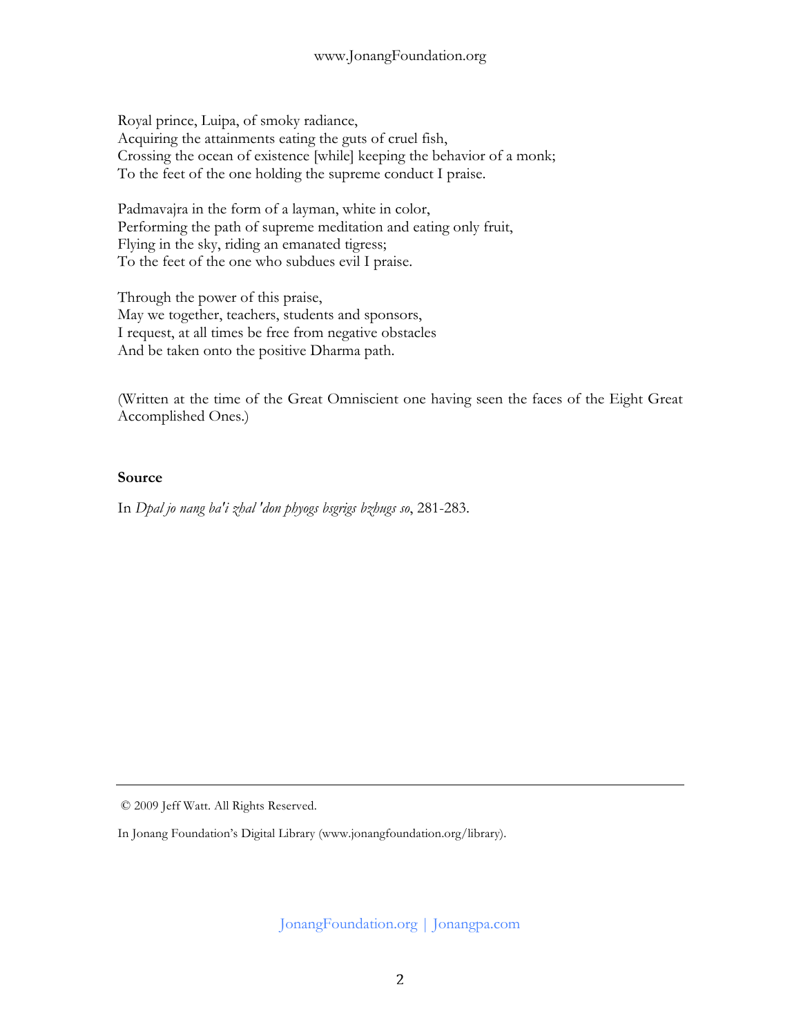Royal prince, Luipa, of smoky radiance,  
Acquiring the attainments eating the guts of cruel fish,  
Crossing the ocean of existence [while] keeping the behavior of a monk;  
To the feet of the one holding the supreme conduct I praise.

Padmavajra in the form of a layman, white in color,  
Performing the path of supreme meditation and eating only fruit,  
Flying in the sky, riding an emanated tigress;  
To the feet of the one who subdues evil I praise.

Through the power of this praise,  
May we together, teachers, students and sponsors,  
I request, at all times be free from negative obstacles  
And be taken onto the positive Dharma path.

(Written at the time of the Great Omniscient one having seen the faces of the Eight Great Accomplished Ones.)

**Source**

In *Dpal jo nang ba'i zhal 'don phyogs bsgrigs bzhugs so*, 281-283.

© 2009 Jeff Watt. All Rights Reserved.

In Jonang Foundation's Digital Library (www.jonangfoundation.org/library).